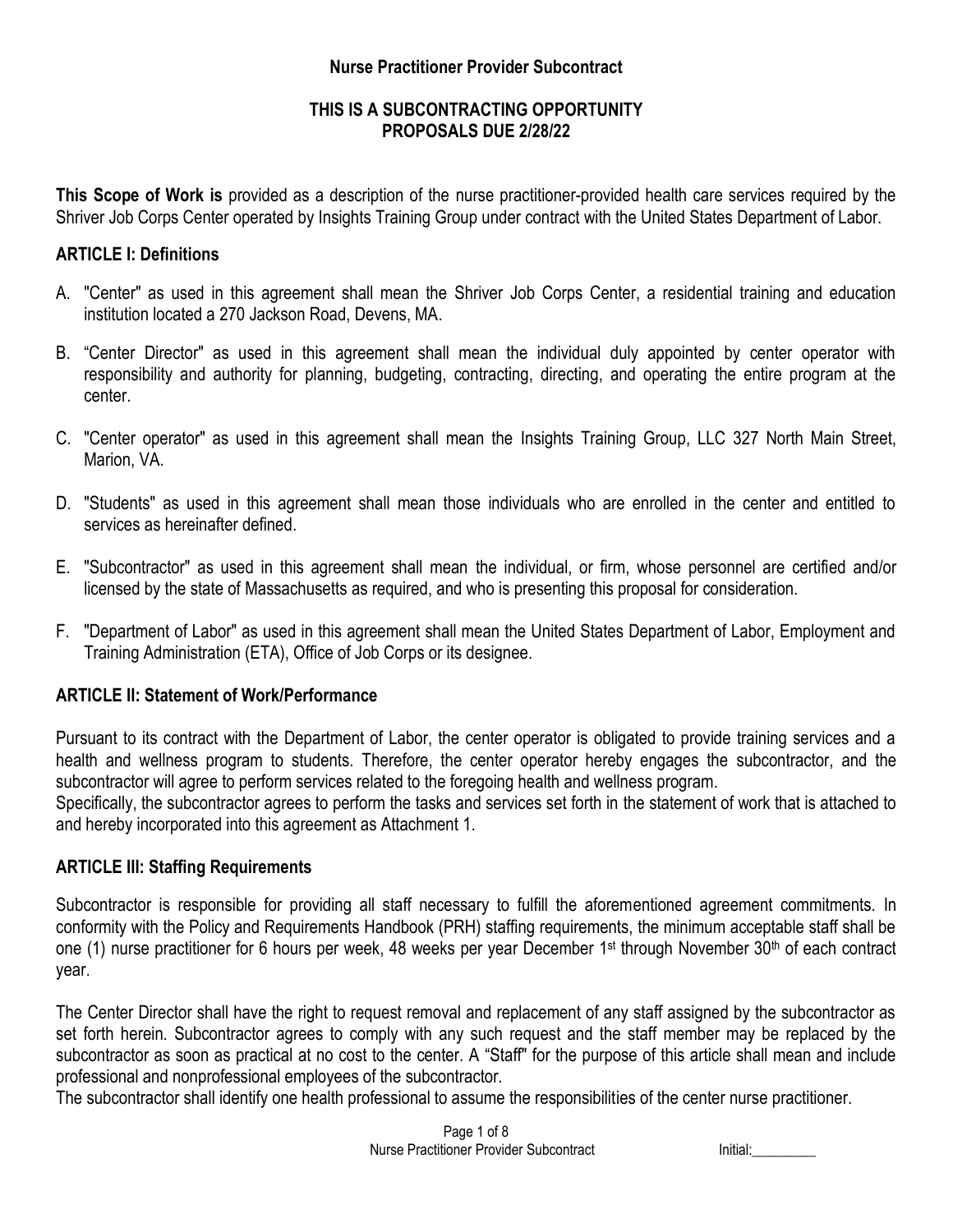# Nurse Practitioner Provider Subcontract

**THIS IS A SUBCONTRACTING OPPORTUNITY**
**PROPOSALS DUE 2/28/22**

**This Scope of Work is** provided as a description of the nurse practitioner-provided health care services required by the Shriver Job Corps Center operated by Insights Training Group under contract with the United States Department of Labor.

## ARTICLE I: Definitions

A. "Center" as used in this agreement shall mean the Shriver Job Corps Center, a residential training and education institution located a 270 Jackson Road, Devens, MA.

B. "Center Director" as used in this agreement shall mean the individual duly appointed by center operator with responsibility and authority for planning, budgeting, contracting, directing, and operating the entire program at the center.

C. "Center operator" as used in this agreement shall mean the Insights Training Group, LLC 327 North Main Street, Marion, VA.

D. "Students" as used in this agreement shall mean those individuals who are enrolled in the center and entitled to services as hereinafter defined.

E. "Subcontractor" as used in this agreement shall mean the individual, or firm, whose personnel are certified and/or licensed by the state of Massachusetts as required, and who is presenting this proposal for consideration.

F. "Department of Labor" as used in this agreement shall mean the United States Department of Labor, Employment and Training Administration (ETA), Office of Job Corps or its designee.

## ARTICLE II: Statement of Work/Performance

Pursuant to its contract with the Department of Labor, the center operator is obligated to provide training services and a health and wellness program to students. Therefore, the center operator hereby engages the subcontractor, and the subcontractor will agree to perform services related to the foregoing health and wellness program.
Specifically, the subcontractor agrees to perform the tasks and services set forth in the statement of work that is attached to and hereby incorporated into this agreement as Attachment 1.

## ARTICLE III: Staffing Requirements

Subcontractor is responsible for providing all staff necessary to fulfill the aforementioned agreement commitments. In conformity with the Policy and Requirements Handbook (PRH) staffing requirements, the minimum acceptable staff shall be one (1) nurse practitioner for 6 hours per week, 48 weeks per year December 1st through November 30th of each contract year.

The Center Director shall have the right to request removal and replacement of any staff assigned by the subcontractor as set forth herein. Subcontractor agrees to comply with any such request and the staff member may be replaced by the subcontractor as soon as practical at no cost to the center. A "Staff" for the purpose of this article shall mean and include professional and nonprofessional employees of the subcontractor.
The subcontractor shall identify one health professional to assume the responsibilities of the center nurse practitioner.

Initial:_________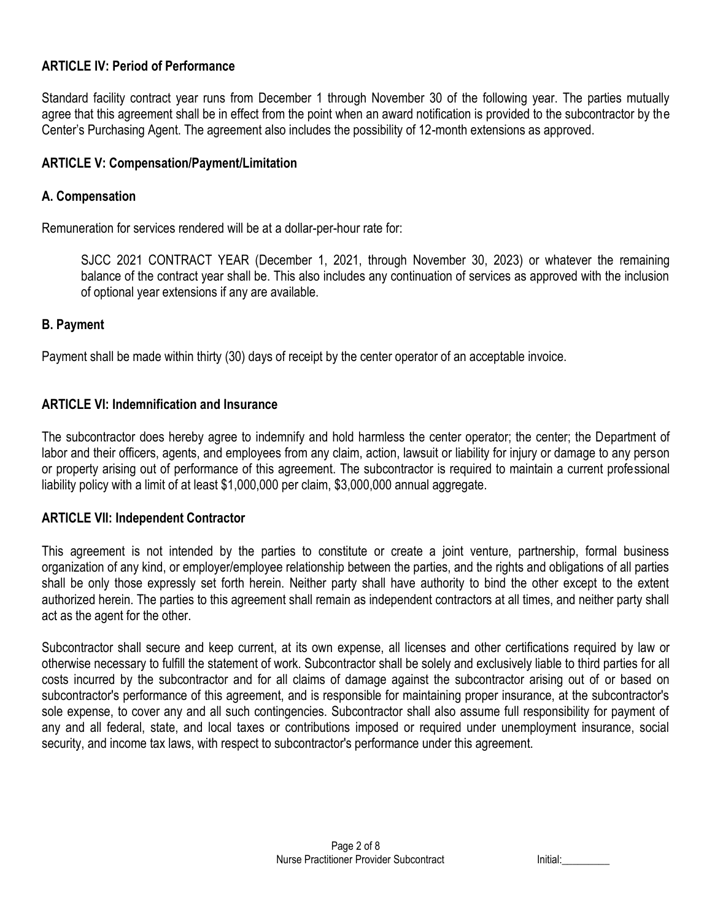### ARTICLE IV: Period of Performance

Standard facility contract year runs from December 1 through November 30 of the following year. The parties mutually agree that this agreement shall be in effect from the point when an award notification is provided to the subcontractor by the Center's Purchasing Agent. The agreement also includes the possibility of 12-month extensions as approved.

### ARTICLE V: Compensation/Payment/Limitation

#### A. Compensation

Remuneration for services rendered will be at a dollar-per-hour rate for:

> SJCC 2021 CONTRACT YEAR (December 1, 2021, through November 30, 2023) or whatever the remaining balance of the contract year shall be. This also includes any continuation of services as approved with the inclusion of optional year extensions if any are available.

#### B. Payment

Payment shall be made within thirty (30) days of receipt by the center operator of an acceptable invoice.

### ARTICLE VI: Indemnification and Insurance

The subcontractor does hereby agree to indemnify and hold harmless the center operator; the center; the Department of labor and their officers, agents, and employees from any claim, action, lawsuit or liability for injury or damage to any person or property arising out of performance of this agreement. The subcontractor is required to maintain a current professional liability policy with a limit of at least $1,000,000 per claim, $3,000,000 annual aggregate.

### ARTICLE VII: Independent Contractor

This agreement is not intended by the parties to constitute or create a joint venture, partnership, formal business organization of any kind, or employer/employee relationship between the parties, and the rights and obligations of all parties shall be only those expressly set forth herein. Neither party shall have authority to bind the other except to the extent authorized herein. The parties to this agreement shall remain as independent contractors at all times, and neither party shall act as the agent for the other.

Subcontractor shall secure and keep current, at its own expense, all licenses and other certifications required by law or otherwise necessary to fulfill the statement of work. Subcontractor shall be solely and exclusively liable to third parties for all costs incurred by the subcontractor and for all claims of damage against the subcontractor arising out of or based on subcontractor's performance of this agreement, and is responsible for maintaining proper insurance, at the subcontractor's sole expense, to cover any and all such contingencies. Subcontractor shall also assume full responsibility for payment of any and all federal, state, and local taxes or contributions imposed or required under unemployment insurance, social security, and income tax laws, with respect to subcontractor's performance under this agreement.

Initial:_________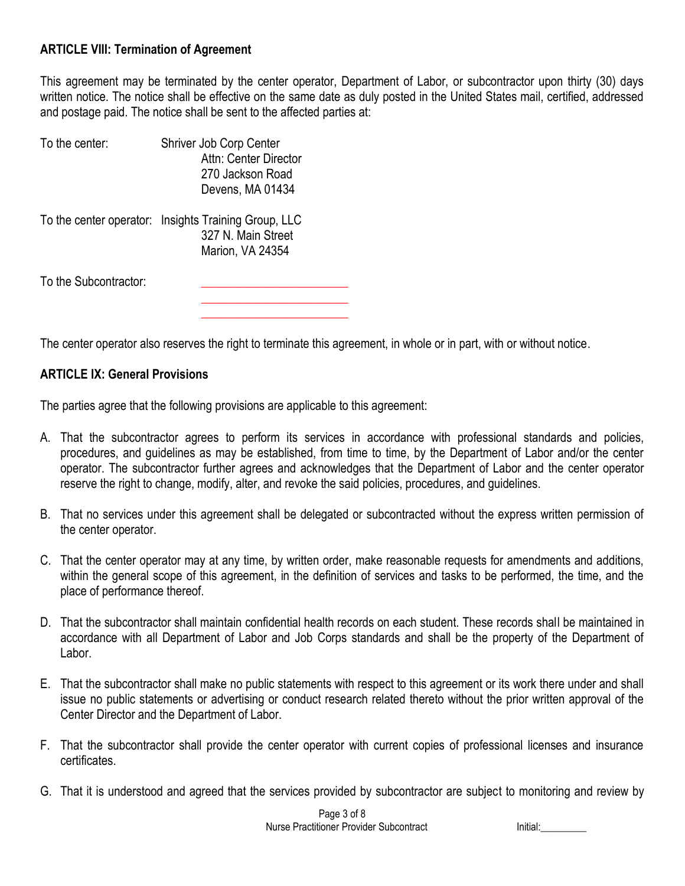**ARTICLE VIII: Termination of Agreement**

This agreement may be terminated by the center operator, Department of Labor, or subcontractor upon thirty (30) days written notice. The notice shall be effective on the same date as duly posted in the United States mail, certified, addressed and postage paid. The notice shall be sent to the affected parties at:

To the center: Shriver Job Corp Center
Attn: Center Director
270 Jackson Road
Devens, MA 01434

To the center operator: Insights Training Group, LLC
327 N. Main Street
Marion, VA 24354

To the Subcontractor: ________________________
________________________
________________________

The center operator also reserves the right to terminate this agreement, in whole or in part, with or without notice.

**ARTICLE IX: General Provisions**

The parties agree that the following provisions are applicable to this agreement:

A. That the subcontractor agrees to perform its services in accordance with professional standards and policies, procedures, and guidelines as may be established, from time to time, by the Department of Labor and/or the center operator. The subcontractor further agrees and acknowledges that the Department of Labor and the center operator reserve the right to change, modify, alter, and revoke the said policies, procedures, and guidelines.

B. That no services under this agreement shall be delegated or subcontracted without the express written permission of the center operator.

C. That the center operator may at any time, by written order, make reasonable requests for amendments and additions, within the general scope of this agreement, in the definition of services and tasks to be performed, the time, and the place of performance thereof.

D. That the subcontractor shall maintain confidential health records on each student. These records shall be maintained in accordance with all Department of Labor and Job Corps standards and shall be the property of the Department of Labor.

E. That the subcontractor shall make no public statements with respect to this agreement or its work there under and shall issue no public statements or advertising or conduct research related thereto without the prior written approval of the Center Director and the Department of Labor.

F. That the subcontractor shall provide the center operator with current copies of professional licenses and insurance certificates.

G. That it is understood and agreed that the services provided by subcontractor are subject to monitoring and review by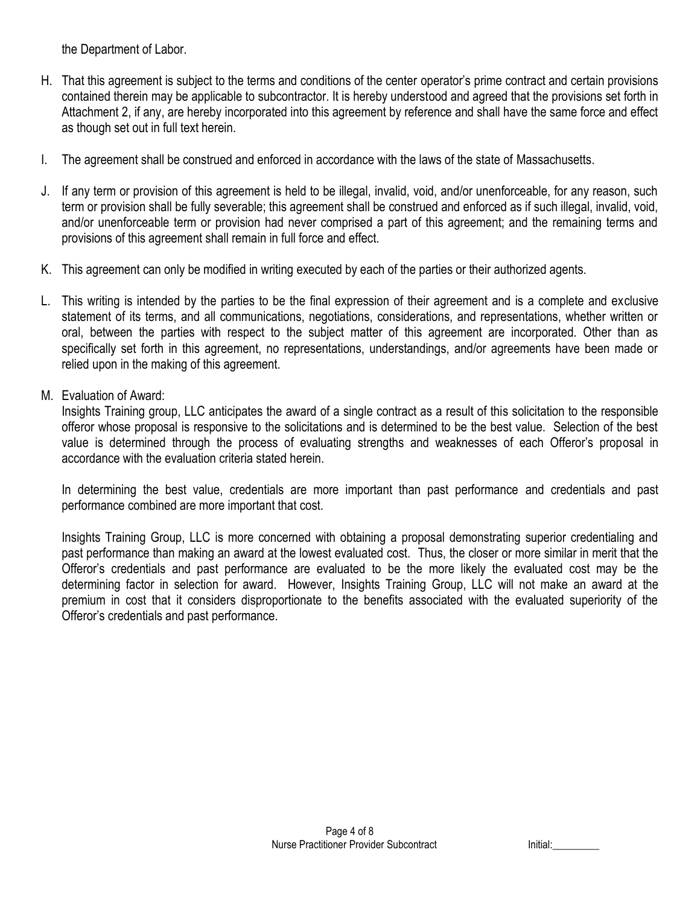the Department of Labor.

H. That this agreement is subject to the terms and conditions of the center operator's prime contract and certain provisions contained therein may be applicable to subcontractor. It is hereby understood and agreed that the provisions set forth in Attachment 2, if any, are hereby incorporated into this agreement by reference and shall have the same force and effect as though set out in full text herein.

I. The agreement shall be construed and enforced in accordance with the laws of the state of Massachusetts.

J. If any term or provision of this agreement is held to be illegal, invalid, void, and/or unenforceable, for any reason, such term or provision shall be fully severable; this agreement shall be construed and enforced as if such illegal, invalid, void, and/or unenforceable term or provision had never comprised a part of this agreement; and the remaining terms and provisions of this agreement shall remain in full force and effect.

K. This agreement can only be modified in writing executed by each of the parties or their authorized agents.

L. This writing is intended by the parties to be the final expression of their agreement and is a complete and exclusive statement of its terms, and all communications, negotiations, considerations, and representations, whether written or oral, between the parties with respect to the subject matter of this agreement are incorporated. Other than as specifically set forth in this agreement, no representations, understandings, and/or agreements have been made or relied upon in the making of this agreement.

M. Evaluation of Award:

   Insights Training group, LLC anticipates the award of a single contract as a result of this solicitation to the responsible offeror whose proposal is responsive to the solicitations and is determined to be the best value. Selection of the best value is determined through the process of evaluating strengths and weaknesses of each Offeror's proposal in accordance with the evaluation criteria stated herein.

   In determining the best value, credentials are more important than past performance and credentials and past performance combined are more important that cost.

   Insights Training Group, LLC is more concerned with obtaining a proposal demonstrating superior credentialing and past performance than making an award at the lowest evaluated cost. Thus, the closer or more similar in merit that the Offeror's credentials and past performance are evaluated to be the more likely the evaluated cost may be the determining factor in selection for award. However, Insights Training Group, LLC will not make an award at the premium in cost that it considers disproportionate to the benefits associated with the evaluated superiority of the Offeror's credentials and past performance.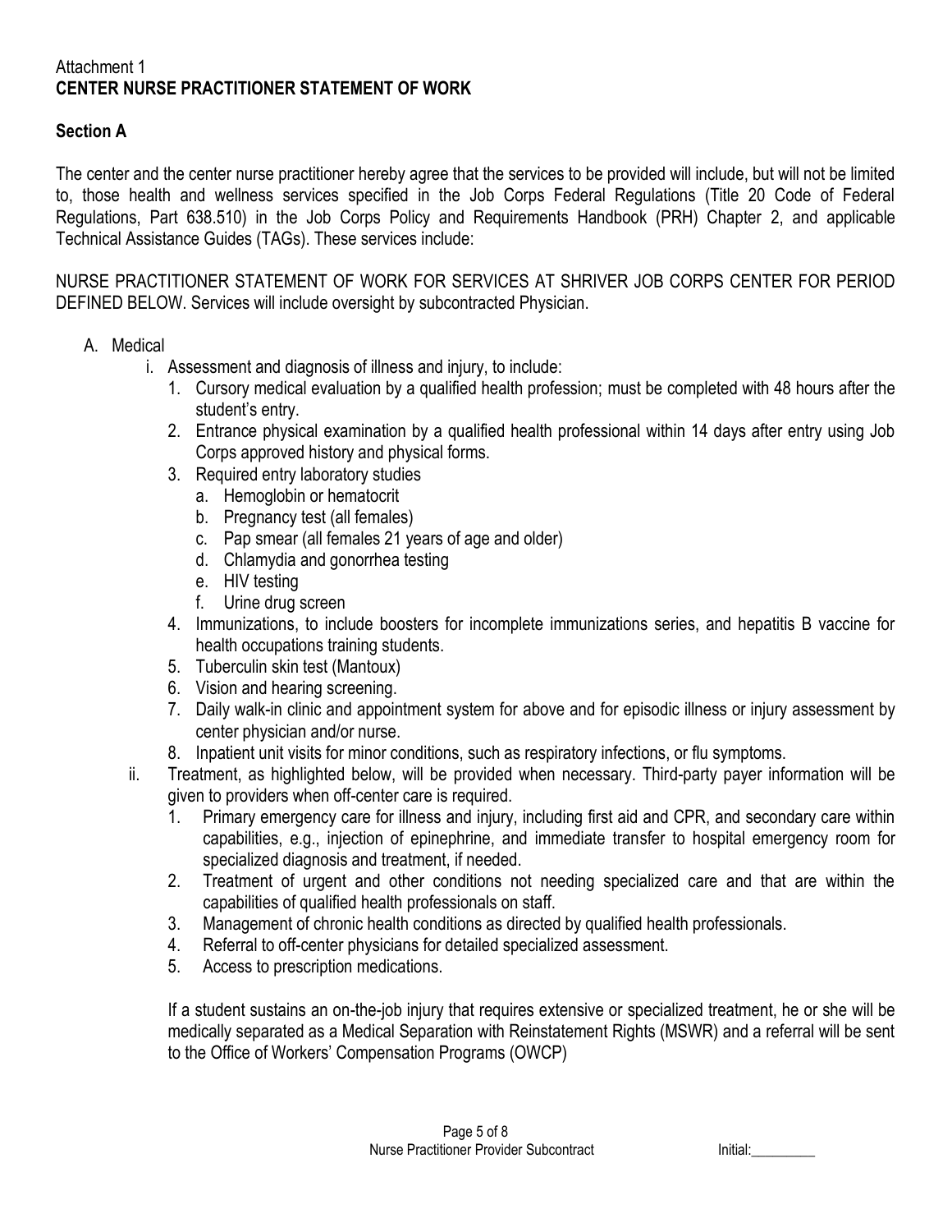Attachment 1
**CENTER NURSE PRACTITIONER STATEMENT OF WORK**

**Section A**

The center and the center nurse practitioner hereby agree that the services to be provided will include, but will not be limited to, those health and wellness services specified in the Job Corps Federal Regulations (Title 20 Code of Federal Regulations, Part 638.510) in the Job Corps Policy and Requirements Handbook (PRH) Chapter 2, and applicable Technical Assistance Guides (TAGs). These services include:

NURSE PRACTITIONER STATEMENT OF WORK FOR SERVICES AT SHRIVER JOB CORPS CENTER FOR PERIOD DEFINED BELOW. Services will include oversight by subcontracted Physician.

A. Medical
   i. Assessment and diagnosis of illness and injury, to include:
      1. Cursory medical evaluation by a qualified health profession; must be completed with 48 hours after the student's entry.
      2. Entrance physical examination by a qualified health professional within 14 days after entry using Job Corps approved history and physical forms.
      3. Required entry laboratory studies
         a. Hemoglobin or hematocrit
         b. Pregnancy test (all females)
         c. Pap smear (all females 21 years of age and older)
         d. Chlamydia and gonorrhea testing
         e. HIV testing
         f. Urine drug screen
      4. Immunizations, to include boosters for incomplete immunizations series, and hepatitis B vaccine for health occupations training students.
      5. Tuberculin skin test (Mantoux)
      6. Vision and hearing screening.
      7. Daily walk-in clinic and appointment system for above and for episodic illness or injury assessment by center physician and/or nurse.
      8. Inpatient unit visits for minor conditions, such as respiratory infections, or flu symptoms.
   ii. Treatment, as highlighted below, will be provided when necessary. Third-party payer information will be given to providers when off-center care is required.
      1. Primary emergency care for illness and injury, including first aid and CPR, and secondary care within capabilities, e.g., injection of epinephrine, and immediate transfer to hospital emergency room for specialized diagnosis and treatment, if needed.
      2. Treatment of urgent and other conditions not needing specialized care and that are within the capabilities of qualified health professionals on staff.
      3. Management of chronic health conditions as directed by qualified health professionals.
      4. Referral to off-center physicians for detailed specialized assessment.
      5. Access to prescription medications.

      If a student sustains an on-the-job injury that requires extensive or specialized treatment, he or she will be medically separated as a Medical Separation with Reinstatement Rights (MSWR) and a referral will be sent to the Office of Workers' Compensation Programs (OWCP)

Initial:\_\_\_\_\_\_\_\_\_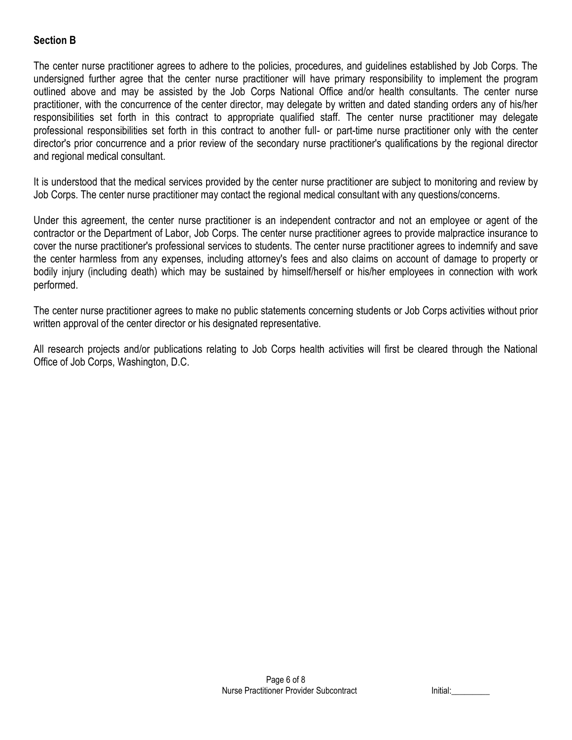**Section B**

The center nurse practitioner agrees to adhere to the policies, procedures, and guidelines established by Job Corps. The undersigned further agree that the center nurse practitioner will have primary responsibility to implement the program outlined above and may be assisted by the Job Corps National Office and/or health consultants. The center nurse practitioner, with the concurrence of the center director, may delegate by written and dated standing orders any of his/her responsibilities set forth in this contract to appropriate qualified staff. The center nurse practitioner may delegate professional responsibilities set forth in this contract to another full- or part-time nurse practitioner only with the center director's prior concurrence and a prior review of the secondary nurse practitioner's qualifications by the regional director and regional medical consultant.

It is understood that the medical services provided by the center nurse practitioner are subject to monitoring and review by Job Corps. The center nurse practitioner may contact the regional medical consultant with any questions/concerns.

Under this agreement, the center nurse practitioner is an independent contractor and not an employee or agent of the contractor or the Department of Labor, Job Corps. The center nurse practitioner agrees to provide malpractice insurance to cover the nurse practitioner's professional services to students. The center nurse practitioner agrees to indemnify and save the center harmless from any expenses, including attorney's fees and also claims on account of damage to property or bodily injury (including death) which may be sustained by himself/herself or his/her employees in connection with work performed.

The center nurse practitioner agrees to make no public statements concerning students or Job Corps activities without prior written approval of the center director or his designated representative.

All research projects and/or publications relating to Job Corps health activities will first be cleared through the National Office of Job Corps, Washington, D.C.

Initial:_________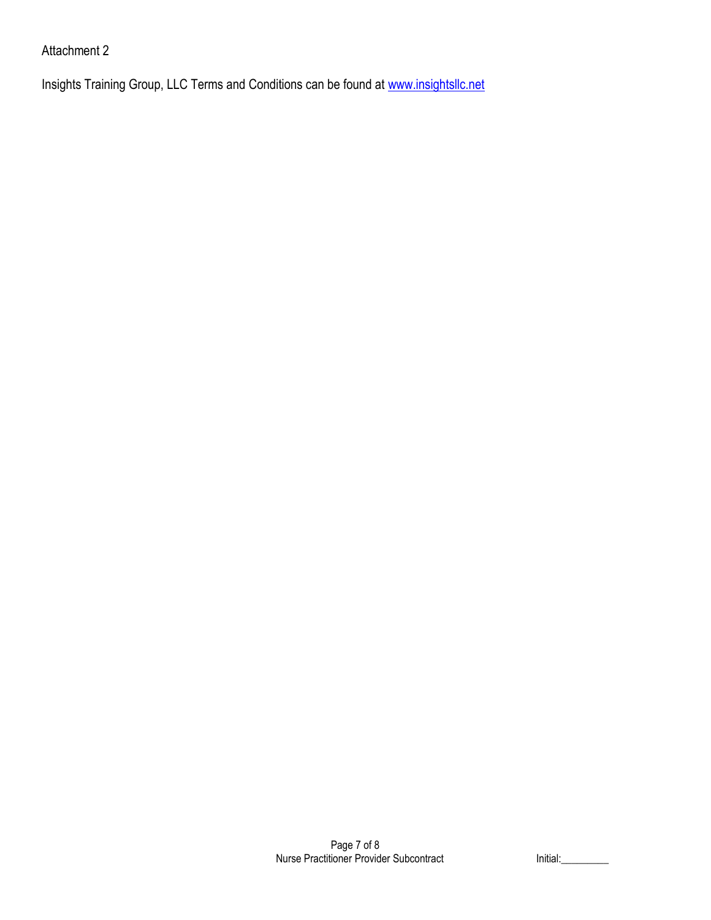Attachment 2

Insights Training Group, LLC Terms and Conditions can be found at [www.insightsllc.net](www.insightsllc.net)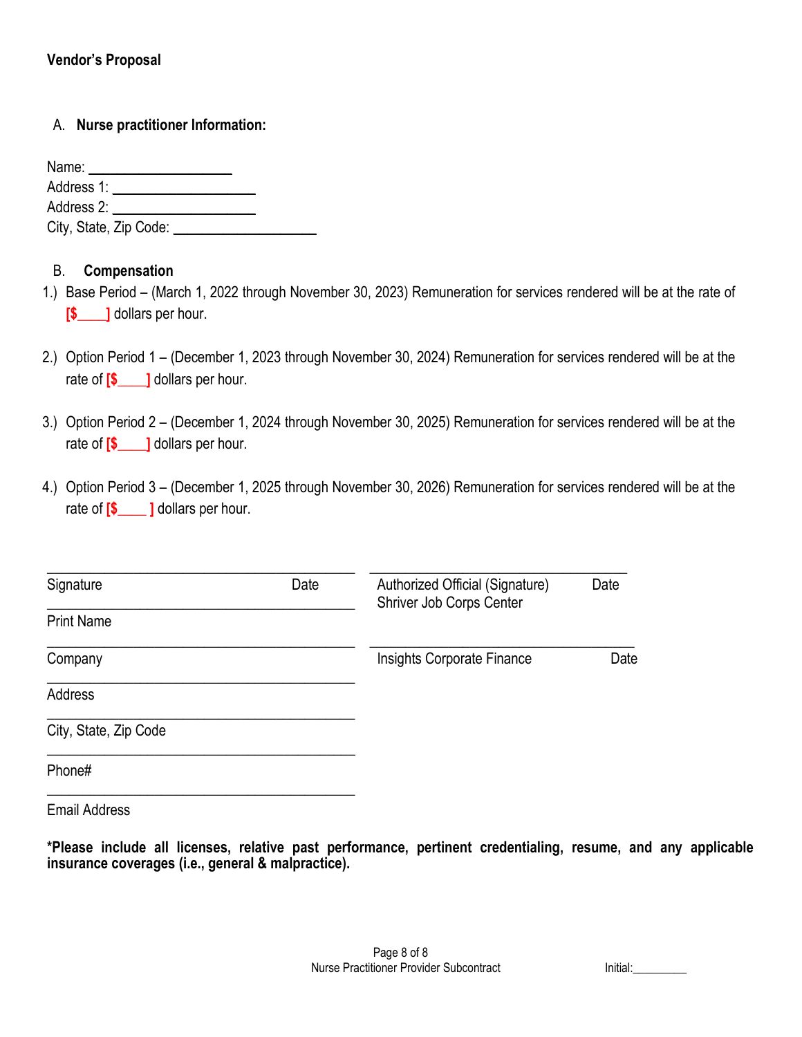**Vendor's Proposal**

A. **Nurse practitioner Information:**

Name: ___________________
Address 1: ___________________
Address 2: ___________________
City, State, Zip Code: ___________________

B. **Compensation**

1.) Base Period – (March 1, 2022 through November 30, 2023) Remuneration for services rendered will be at the rate of **[$____]** dollars per hour.

2.) Option Period 1 – (December 1, 2023 through November 30, 2024) Remuneration for services rendered will be at the rate of **[$____]** dollars per hour.

3.) Option Period 2 – (December 1, 2024 through November 30, 2025) Remuneration for services rendered will be at the rate of **[$____]** dollars per hour.

4.) Option Period 3 – (December 1, 2025 through November 30, 2026) Remuneration for services rendered will be at the rate of **[$____ ]** dollars per hour.

________________________________________
Signature                                        Date

________________________________________
Print Name

________________________________________
Company

________________________________________
Address

________________________________________
City, State, Zip Code

________________________________________
Phone#

________________________________________
Email Address

________________________________________
Authorized Official (Signature)          Date
Shriver Job Corps Center

________________________________________
Insights Corporate Finance                 Date

**\*Please include all licenses, relative past performance, pertinent credentialing, resume, and any applicable insurance coverages (i.e., general & malpractice).**

Initial:_________